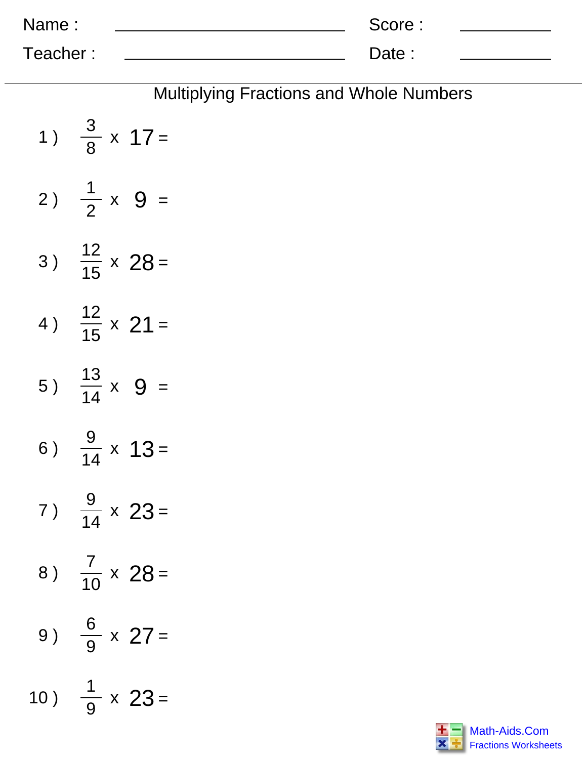Name : ______________________________ Score : __________

Teacher : ______________________________ Date : __________

## Multiplying Fractions and Whole Numbers

1 ) $\frac{3}{8} \times 17 =$

2 ) $\frac{1}{2} \times 9 =$

3 ) $\frac{12}{15} \times 28 =$

4 ) $\frac{12}{15} \times 21 =$

5 ) $\frac{13}{14} \times 9 =$

6 ) $\frac{9}{14} \times 13 =$

7 ) $\frac{9}{14} \times 23 =$

8 ) $\frac{7}{10} \times 28 =$

9 ) $\frac{6}{9} \times 27 =$

10 ) $\frac{1}{9} \times 23 =$

Math-Aids.Com
Fractions Worksheets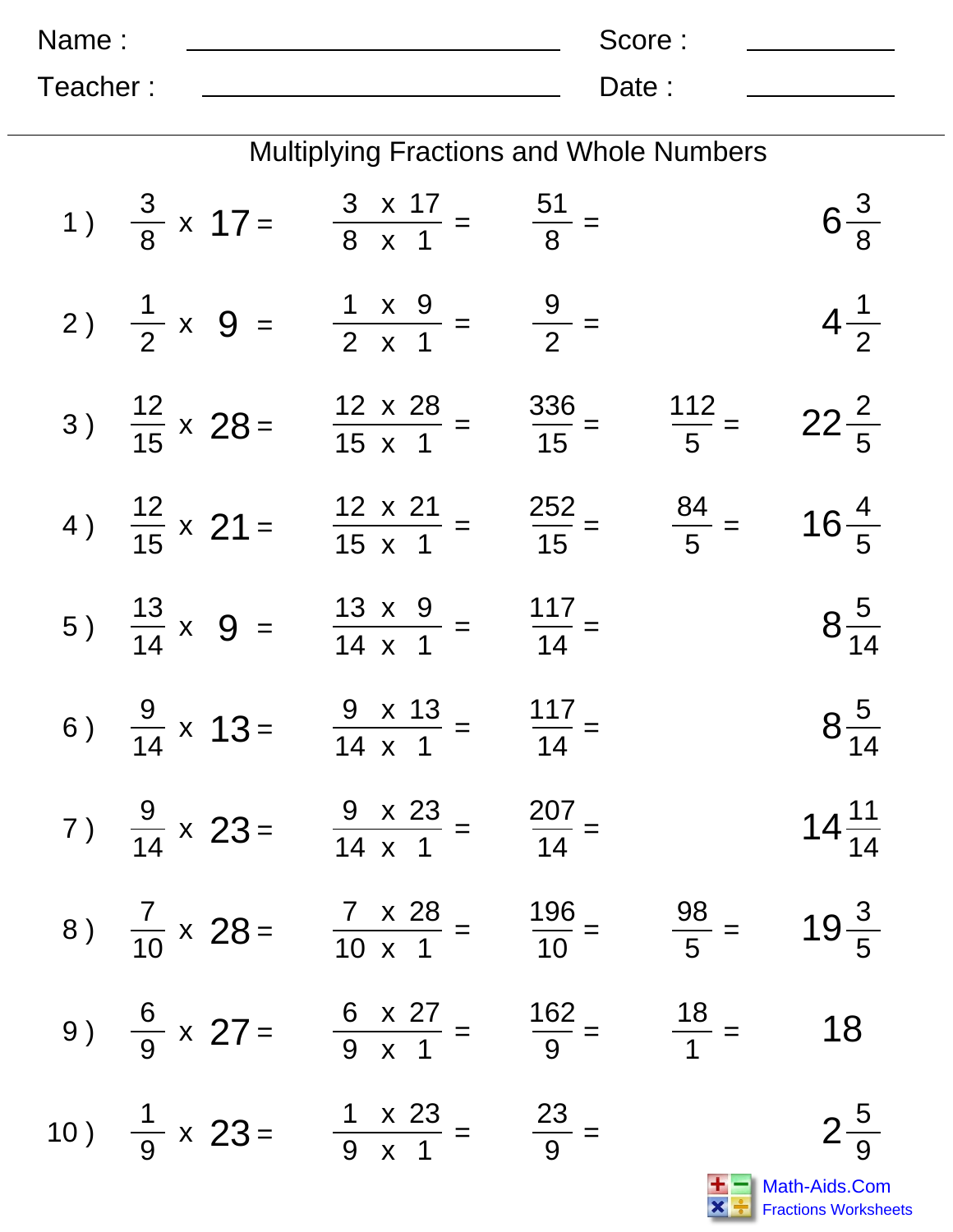Name : ______________________ Score : __________

Teacher : ______________________ Date : __________

## Multiplying Fractions and Whole Numbers

1 ) $\frac{3}{8} \times 17 = \frac{3 \times 17}{8 \times 1} = \frac{51}{8} = 6\frac{3}{8}$

2 ) $\frac{1}{2} \times 9 = \frac{1 \times 9}{2 \times 1} = \frac{9}{2} = 4\frac{1}{2}$

3 ) $\frac{12}{15} \times 28 = \frac{12 \times 28}{15 \times 1} = \frac{336}{15} = \frac{112}{5} = 22\frac{2}{5}$

4 ) $\frac{12}{15} \times 21 = \frac{12 \times 21}{15 \times 1} = \frac{252}{15} = \frac{84}{5} = 16\frac{4}{5}$

5 ) $\frac{13}{14} \times 9 = \frac{13 \times 9}{14 \times 1} = \frac{117}{14} = 8\frac{5}{14}$

6 ) $\frac{9}{14} \times 13 = \frac{9 \times 13}{14 \times 1} = \frac{117}{14} = 8\frac{5}{14}$

7 ) $\frac{9}{14} \times 23 = \frac{9 \times 23}{14 \times 1} = \frac{207}{14} = 14\frac{11}{14}$

8 ) $\frac{7}{10} \times 28 = \frac{7 \times 28}{10 \times 1} = \frac{196}{10} = \frac{98}{5} = 19\frac{3}{5}$

9 ) $\frac{6}{9} \times 27 = \frac{6 \times 27}{9 \times 1} = \frac{162}{9} = \frac{18}{1} = 18$

10 ) $\frac{1}{9} \times 23 = \frac{1 \times 23}{9 \times 1} = \frac{23}{9} = 2\frac{5}{9}$

Math-Aids.Com
Fractions Worksheets